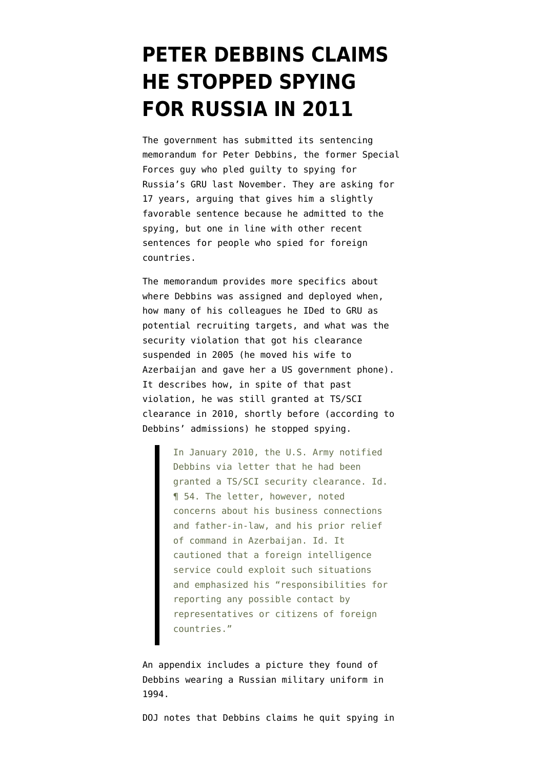# PETER DEBBINS CLAIMS HE STOPPED SPYING FOR RUSSIA IN 2011

The government has submitted its sentencing memorandum for Peter Debbins, the former Special Forces guy who pled guilty to spying for Russia's GRU last November. They are asking for 17 years, arguing that gives him a slightly favorable sentence because he admitted to the spying, but one in line with other recent sentences for people who spied for foreign countries.

The memorandum provides more specifics about where Debbins was assigned and deployed when, how many of his colleagues he IDed to GRU as potential recruiting targets, and what was the security violation that got his clearance suspended in 2005 (he moved his wife to Azerbaijan and gave her a US government phone). It describes how, in spite of that past violation, he was still granted at TS/SCI clearance in 2010, shortly before (according to Debbins' admissions) he stopped spying.

> In January 2010, the U.S. Army notified Debbins via letter that he had been granted a TS/SCI security clearance. Id. ¶ 54. The letter, however, noted concerns about his business connections and father-in-law, and his prior relief of command in Azerbaijan. Id. It cautioned that a foreign intelligence service could exploit such situations and emphasized his "responsibilities for reporting any possible contact by representatives or citizens of foreign countries."

An appendix includes a picture they found of Debbins wearing a Russian military uniform in 1994.

DOJ notes that Debbins claims he quit spying in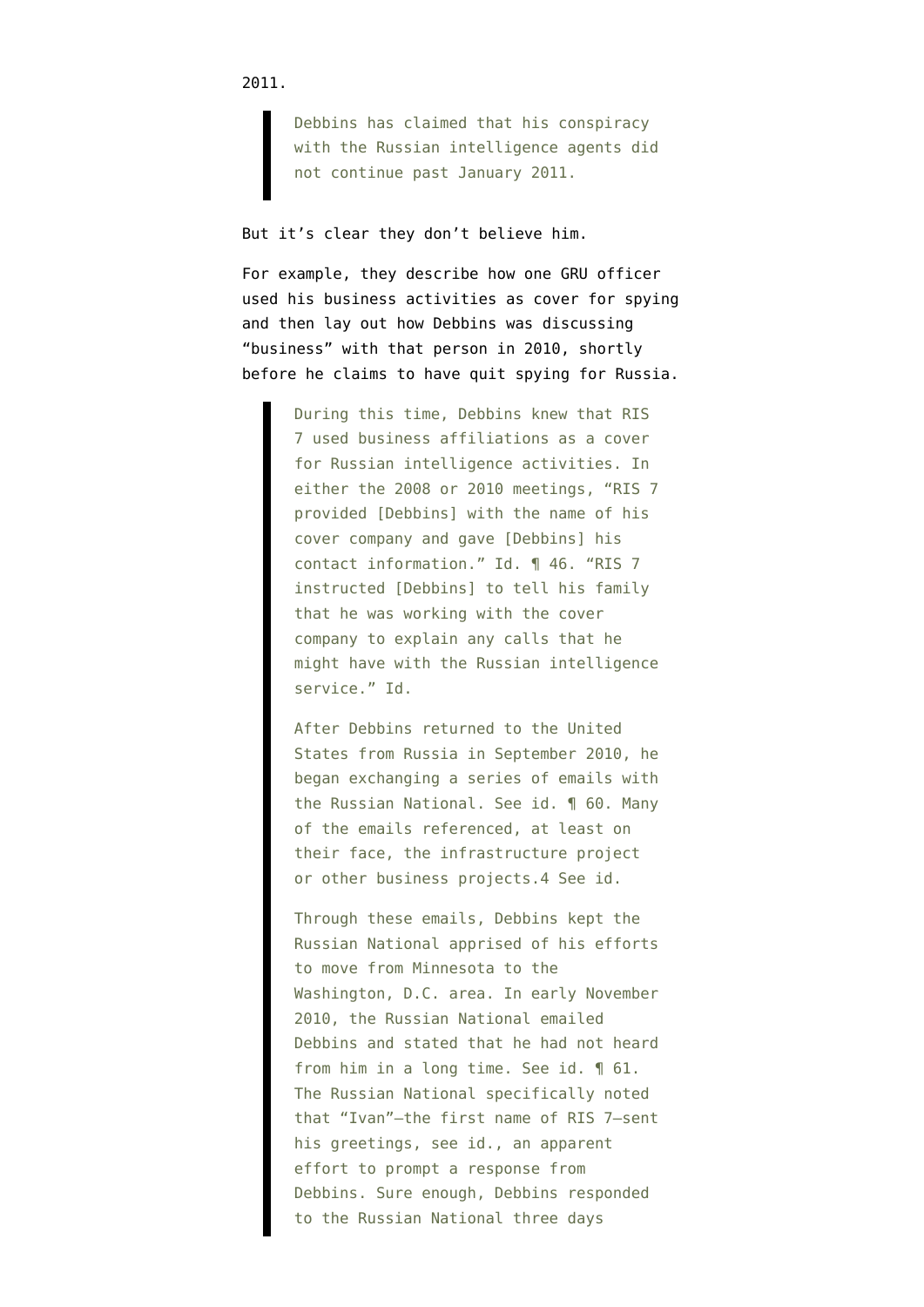2011.

> Debbins has claimed that his conspiracy with the Russian intelligence agents did not continue past January 2011.

But it's clear they don't believe him.

For example, they describe how one GRU officer used his business activities as cover for spying and then lay out how Debbins was discussing "business" with that person in 2010, shortly before he claims to have quit spying for Russia.

> During this time, Debbins knew that RIS 7 used business affiliations as a cover for Russian intelligence activities. In either the 2008 or 2010 meetings, "RIS 7 provided [Debbins] with the name of his cover company and gave [Debbins] his contact information." Id. ¶ 46. "RIS 7 instructed [Debbins] to tell his family that he was working with the cover company to explain any calls that he might have with the Russian intelligence service." Id.
>
> After Debbins returned to the United States from Russia in September 2010, he began exchanging a series of emails with the Russian National. See id. ¶ 60. Many of the emails referenced, at least on their face, the infrastructure project or other business projects.4 See id.
>
> Through these emails, Debbins kept the Russian National apprised of his efforts to move from Minnesota to the Washington, D.C. area. In early November 2010, the Russian National emailed Debbins and stated that he had not heard from him in a long time. See id. ¶ 61. The Russian National specifically noted that "Ivan"—the first name of RIS 7—sent his greetings, see id., an apparent effort to prompt a response from Debbins. Sure enough, Debbins responded to the Russian National three days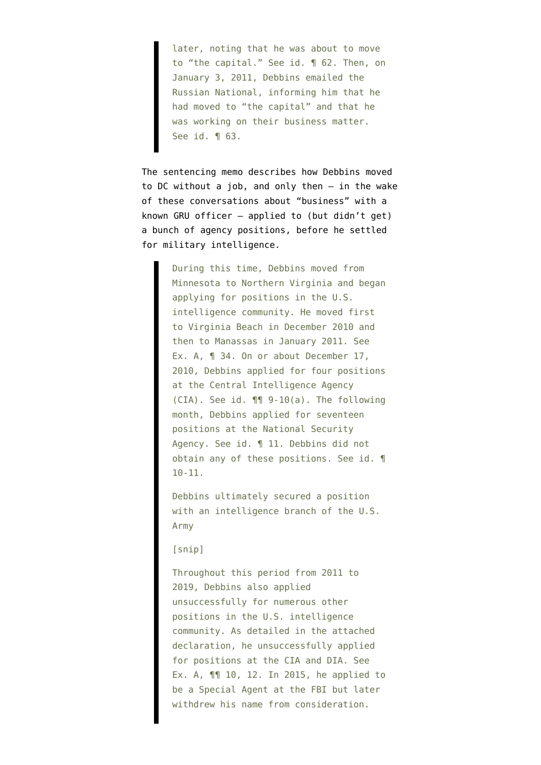> later, noting that he was about to move to "the capital." See id. ¶ 62. Then, on January 3, 2011, Debbins emailed the Russian National, informing him that he had moved to "the capital" and that he was working on their business matter. See id. ¶ 63.

The sentencing memo describes how Debbins moved to DC without a job, and only then — in the wake of these conversations about "business" with a known GRU officer — applied to (but didn't get) a bunch of agency positions, before he settled for military intelligence.

> During this time, Debbins moved from Minnesota to Northern Virginia and began applying for positions in the U.S. intelligence community. He moved first to Virginia Beach in December 2010 and then to Manassas in January 2011. See Ex. A, ¶ 34. On or about December 17, 2010, Debbins applied for four positions at the Central Intelligence Agency (CIA). See id. ¶¶ 9-10(a). The following month, Debbins applied for seventeen positions at the National Security Agency. See id. ¶ 11. Debbins did not obtain any of these positions. See id. ¶ 10-11.
>
> Debbins ultimately secured a position with an intelligence branch of the U.S. Army
>
> [snip]
>
> Throughout this period from 2011 to 2019, Debbins also applied unsuccessfully for numerous other positions in the U.S. intelligence community. As detailed in the attached declaration, he unsuccessfully applied for positions at the CIA and DIA. See Ex. A, ¶¶ 10, 12. In 2015, he applied to be a Special Agent at the FBI but later withdrew his name from consideration.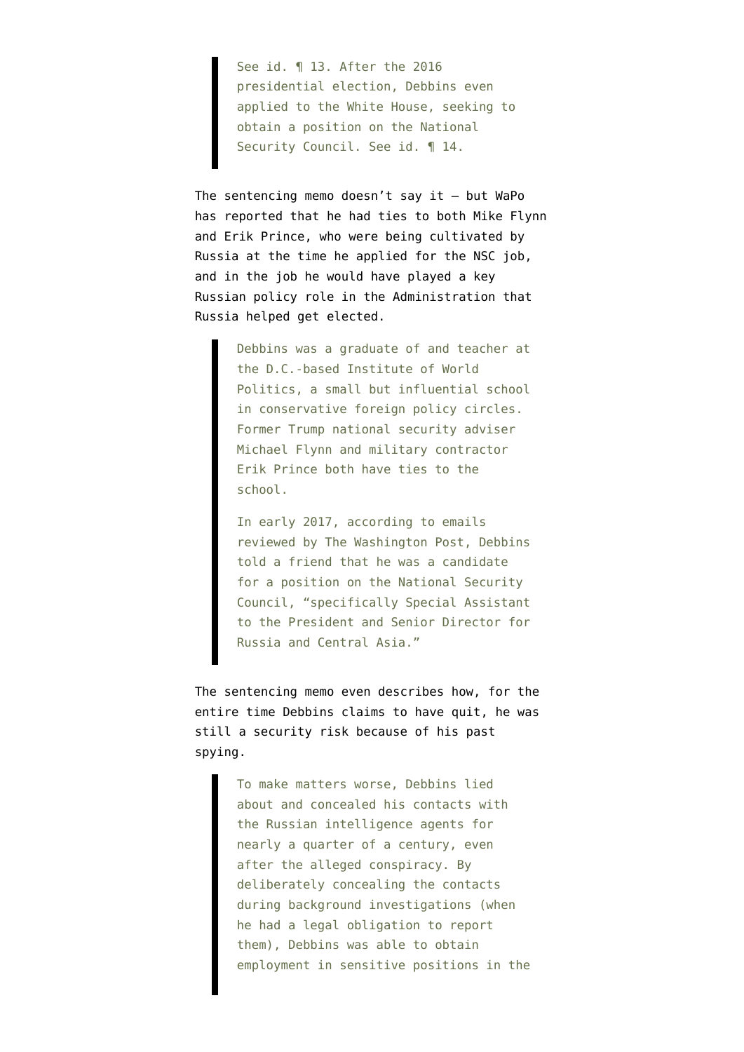> See id. ¶ 13. After the 2016 presidential election, Debbins even applied to the White House, seeking to obtain a position on the National Security Council. See id. ¶ 14.

The sentencing memo doesn't say it — but WaPo has reported that he had ties to both Mike Flynn and Erik Prince, who were being cultivated by Russia at the time he applied for the NSC job, and in the job he would have played a key Russian policy role in the Administration that Russia helped get elected.

> Debbins was a graduate of and teacher at the D.C.-based Institute of World Politics, a small but influential school in conservative foreign policy circles. Former Trump national security adviser Michael Flynn and military contractor Erik Prince both have ties to the school.
>
> In early 2017, according to emails reviewed by The Washington Post, Debbins told a friend that he was a candidate for a position on the National Security Council, "specifically Special Assistant to the President and Senior Director for Russia and Central Asia."

The sentencing memo even describes how, for the entire time Debbins claims to have quit, he was still a security risk because of his past spying.

> To make matters worse, Debbins lied about and concealed his contacts with the Russian intelligence agents for nearly a quarter of a century, even after the alleged conspiracy. By deliberately concealing the contacts during background investigations (when he had a legal obligation to report them), Debbins was able to obtain employment in sensitive positions in the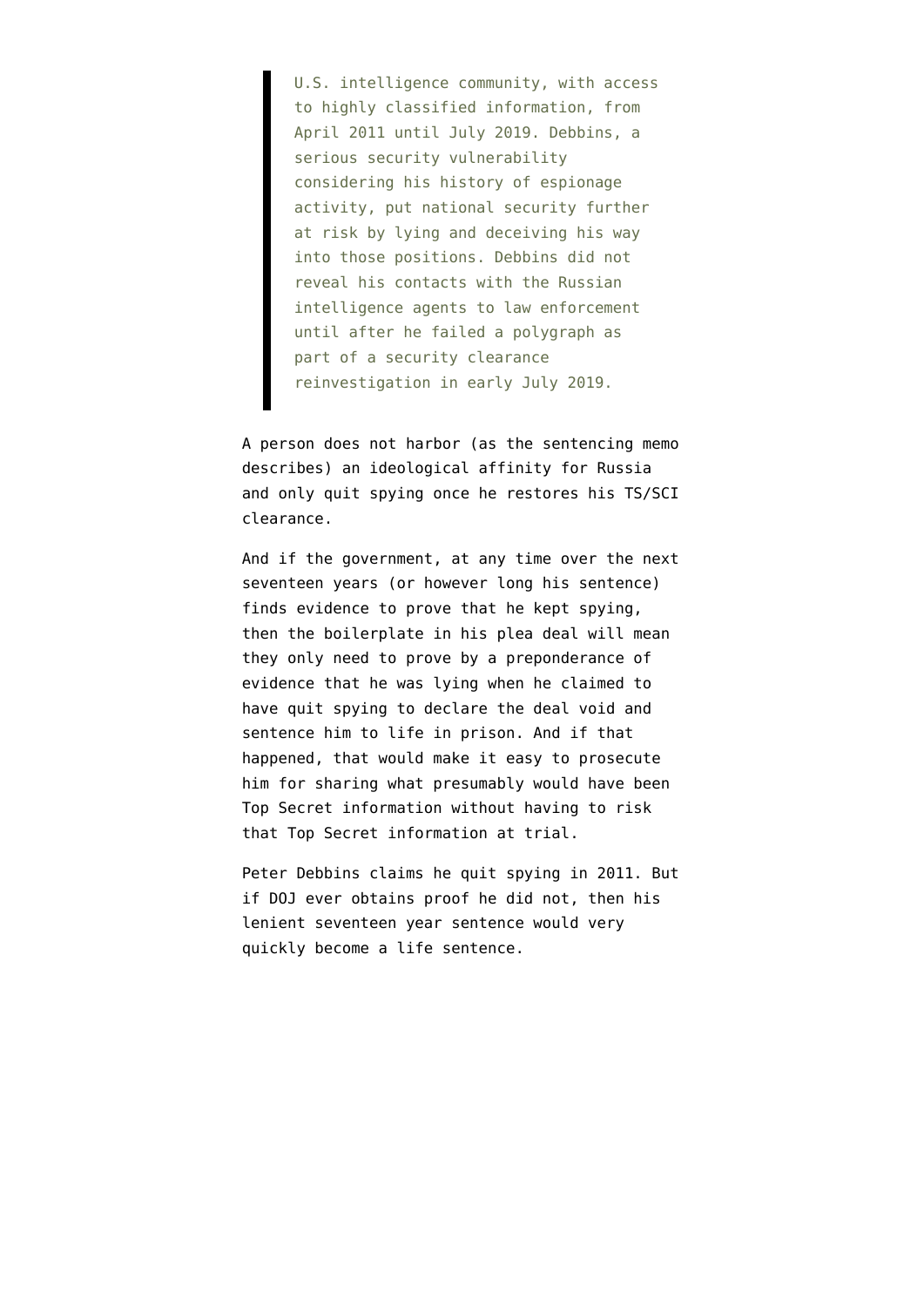> U.S. intelligence community, with access to highly classified information, from April 2011 until July 2019. Debbins, a serious security vulnerability considering his history of espionage activity, put national security further at risk by lying and deceiving his way into those positions. Debbins did not reveal his contacts with the Russian intelligence agents to law enforcement until after he failed a polygraph as part of a security clearance reinvestigation in early July 2019.

A person does not harbor (as the sentencing memo describes) an ideological affinity for Russia and only quit spying once he restores his TS/SCI clearance.

And if the government, at any time over the next seventeen years (or however long his sentence) finds evidence to prove that he kept spying, then the boilerplate in his plea deal will mean they only need to prove by a preponderance of evidence that he was lying when he claimed to have quit spying to declare the deal void and sentence him to life in prison. And if that happened, that would make it easy to prosecute him for sharing what presumably would have been Top Secret information without having to risk that Top Secret information at trial.

Peter Debbins claims he quit spying in 2011. But if DOJ ever obtains proof he did not, then his lenient seventeen year sentence would very quickly become a life sentence.